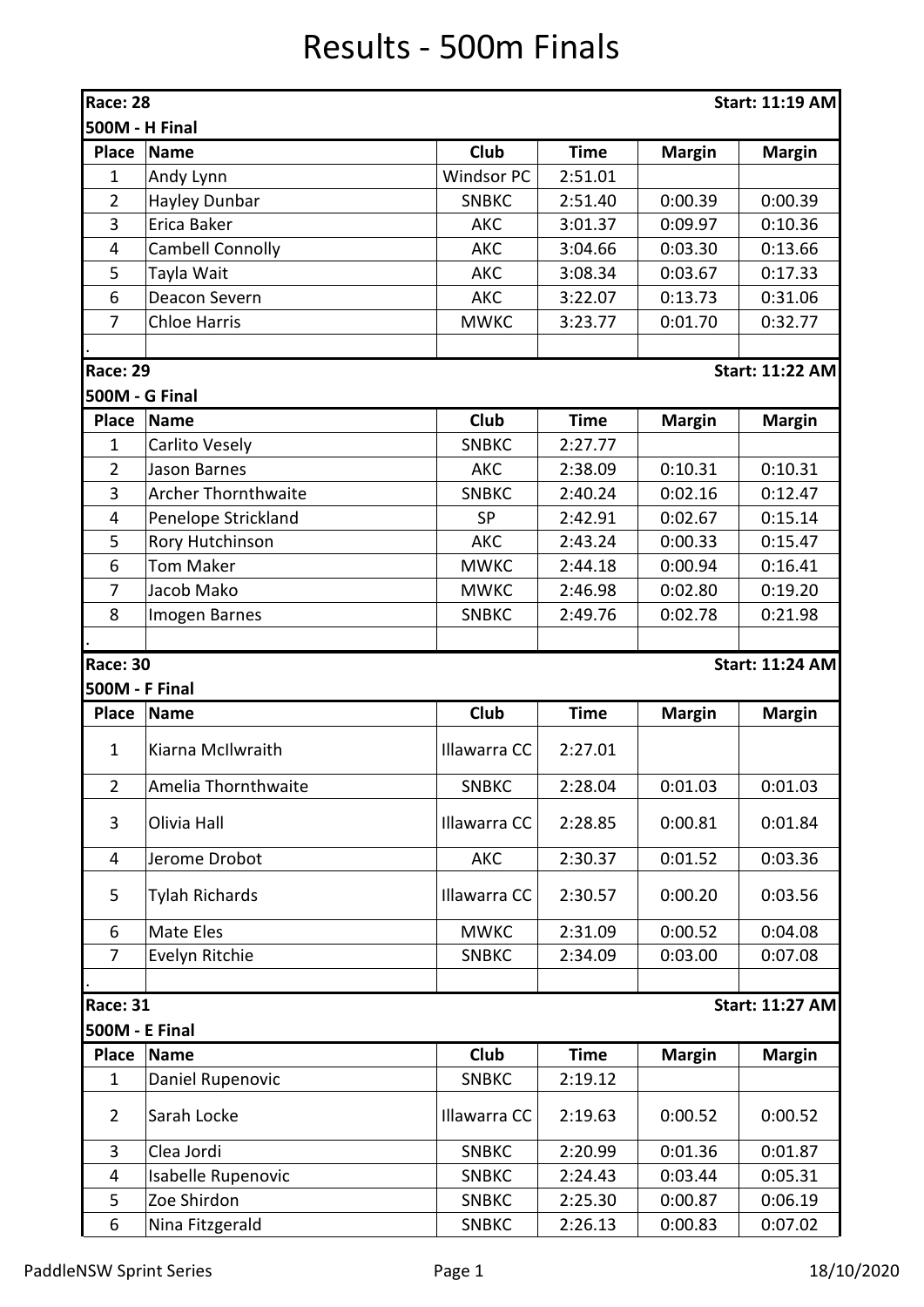# Results - 500m Finals

**Race: 28** — **Start: 11:19 AM**

**500M - H Final**

| Place | Name | Club | Time | Margin | Margin |
|---|---|---|---|---|---|
| 1 | Andy Lynn | Windsor PC | 2:51.01 | | |
| 2 | Hayley Dunbar | SNBKC | 2:51.40 | 0:00.39 | 0:00.39 |
| 3 | Erica Baker | AKC | 3:01.37 | 0:09.97 | 0:10.36 |
| 4 | Cambell Connolly | AKC | 3:04.66 | 0:03.30 | 0:13.66 |
| 5 | Tayla Wait | AKC | 3:08.34 | 0:03.67 | 0:17.33 |
| 6 | Deacon Severn | AKC | 3:22.07 | 0:13.73 | 0:31.06 |
| 7 | Chloe Harris | MWKC | 3:23.77 | 0:01.70 | 0:32.77 |

**Race: 29** — **Start: 11:22 AM**

**500M - G Final**

| Place | Name | Club | Time | Margin | Margin |
|---|---|---|---|---|---|
| 1 | Carlito Vesely | SNBKC | 2:27.77 | | |
| 2 | Jason Barnes | AKC | 2:38.09 | 0:10.31 | 0:10.31 |
| 3 | Archer Thornthwaite | SNBKC | 2:40.24 | 0:02.16 | 0:12.47 |
| 4 | Penelope Strickland | SP | 2:42.91 | 0:02.67 | 0:15.14 |
| 5 | Rory Hutchinson | AKC | 2:43.24 | 0:00.33 | 0:15.47 |
| 6 | Tom Maker | MWKC | 2:44.18 | 0:00.94 | 0:16.41 |
| 7 | Jacob Mako | MWKC | 2:46.98 | 0:02.80 | 0:19.20 |
| 8 | Imogen Barnes | SNBKC | 2:49.76 | 0:02.78 | 0:21.98 |

**Race: 30** — **Start: 11:24 AM**

**500M - F Final**

| Place | Name | Club | Time | Margin | Margin |
|---|---|---|---|---|---|
| 1 | Kiarna McIlwraith | Illawarra CC | 2:27.01 | | |
| 2 | Amelia Thornthwaite | SNBKC | 2:28.04 | 0:01.03 | 0:01.03 |
| 3 | Olivia Hall | Illawarra CC | 2:28.85 | 0:00.81 | 0:01.84 |
| 4 | Jerome Drobot | AKC | 2:30.37 | 0:01.52 | 0:03.36 |
| 5 | Tylah Richards | Illawarra CC | 2:30.57 | 0:00.20 | 0:03.56 |
| 6 | Mate Eles | MWKC | 2:31.09 | 0:00.52 | 0:04.08 |
| 7 | Evelyn Ritchie | SNBKC | 2:34.09 | 0:03.00 | 0:07.08 |

**Race: 31** — **Start: 11:27 AM**

**500M - E Final**

| Place | Name | Club | Time | Margin | Margin |
|---|---|---|---|---|---|
| 1 | Daniel Rupenovic | SNBKC | 2:19.12 | | |
| 2 | Sarah Locke | Illawarra CC | 2:19.63 | 0:00.52 | 0:00.52 |
| 3 | Clea Jordi | SNBKC | 2:20.99 | 0:01.36 | 0:01.87 |
| 4 | Isabelle Rupenovic | SNBKC | 2:24.43 | 0:03.44 | 0:05.31 |
| 5 | Zoe Shirdon | SNBKC | 2:25.30 | 0:00.87 | 0:06.19 |
| 6 | Nina Fitzgerald | SNBKC | 2:26.13 | 0:00.83 | 0:07.02 |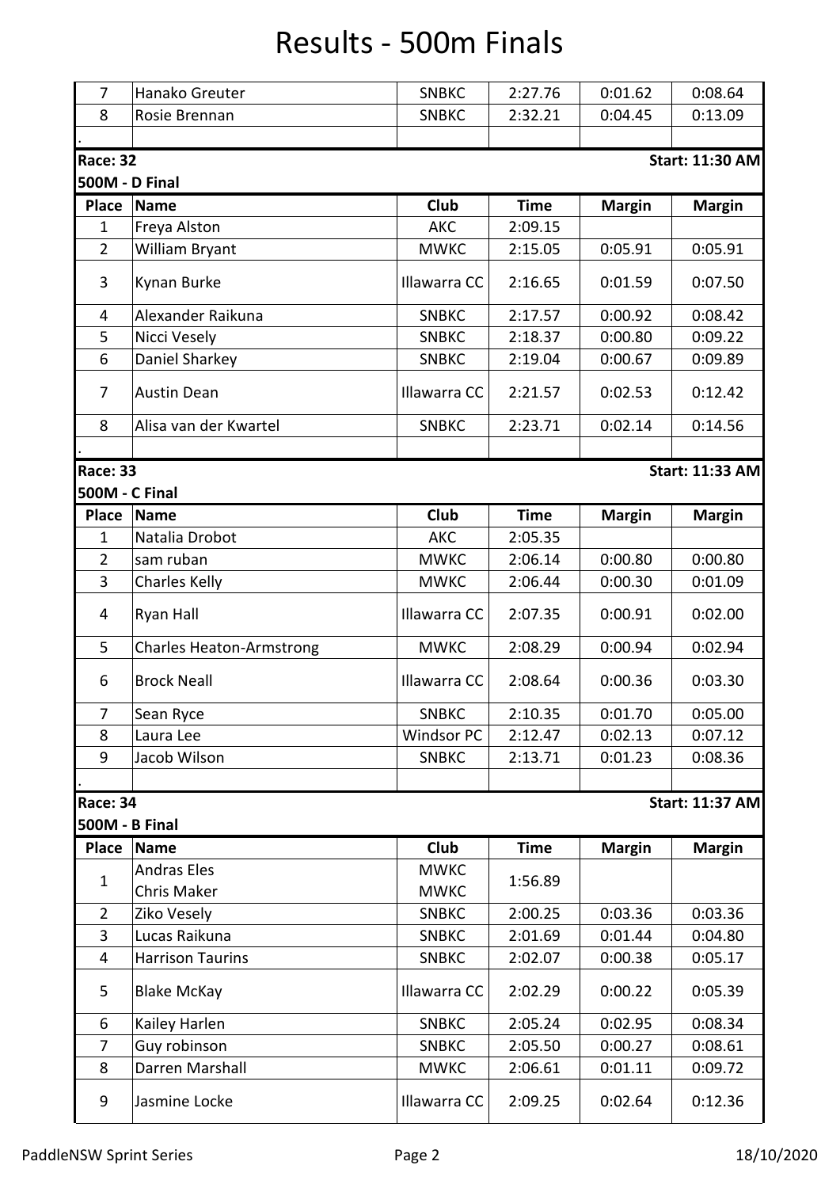# Results - 500m Finals

| Place | Name | Club | Time | Margin | Margin |
|---|---|---|---|---|---|
| 7 | Hanako Greuter | SNBKC | 2:27.76 | 0:01.62 | 0:08.64 |
| 8 | Rosie Brennan | SNBKC | 2:32.21 | 0:04.45 | 0:13.09 |

**Race: 32** — **Start: 11:30 AM**

**500M - D Final**

| Place | Name | Club | Time | Margin | Margin |
|---|---|---|---|---|---|
| 1 | Freya Alston | AKC | 2:09.15 | | |
| 2 | William Bryant | MWKC | 2:15.05 | 0:05.91 | 0:05.91 |
| 3 | Kynan Burke | Illawarra CC | 2:16.65 | 0:01.59 | 0:07.50 |
| 4 | Alexander Raikuna | SNBKC | 2:17.57 | 0:00.92 | 0:08.42 |
| 5 | Nicci Vesely | SNBKC | 2:18.37 | 0:00.80 | 0:09.22 |
| 6 | Daniel Sharkey | SNBKC | 2:19.04 | 0:00.67 | 0:09.89 |
| 7 | Austin Dean | Illawarra CC | 2:21.57 | 0:02.53 | 0:12.42 |
| 8 | Alisa van der Kwartel | SNBKC | 2:23.71 | 0:02.14 | 0:14.56 |

**Race: 33** — **Start: 11:33 AM**

**500M - C Final**

| Place | Name | Club | Time | Margin | Margin |
|---|---|---|---|---|---|
| 1 | Natalia Drobot | AKC | 2:05.35 | | |
| 2 | sam ruban | MWKC | 2:06.14 | 0:00.80 | 0:00.80 |
| 3 | Charles Kelly | MWKC | 2:06.44 | 0:00.30 | 0:01.09 |
| 4 | Ryan Hall | Illawarra CC | 2:07.35 | 0:00.91 | 0:02.00 |
| 5 | Charles Heaton-Armstrong | MWKC | 2:08.29 | 0:00.94 | 0:02.94 |
| 6 | Brock Neall | Illawarra CC | 2:08.64 | 0:00.36 | 0:03.30 |
| 7 | Sean Ryce | SNBKC | 2:10.35 | 0:01.70 | 0:05.00 |
| 8 | Laura Lee | Windsor PC | 2:12.47 | 0:02.13 | 0:07.12 |
| 9 | Jacob Wilson | SNBKC | 2:13.71 | 0:01.23 | 0:08.36 |

**Race: 34** — **Start: 11:37 AM**

**500M - B Final**

| Place | Name | Club | Time | Margin | Margin |
|---|---|---|---|---|---|
| 1 | Andras Eles<br>Chris Maker | MWKC<br>MWKC | 1:56.89 | | |
| 2 | Ziko Vesely | SNBKC | 2:00.25 | 0:03.36 | 0:03.36 |
| 3 | Lucas Raikuna | SNBKC | 2:01.69 | 0:01.44 | 0:04.80 |
| 4 | Harrison Taurins | SNBKC | 2:02.07 | 0:00.38 | 0:05.17 |
| 5 | Blake McKay | Illawarra CC | 2:02.29 | 0:00.22 | 0:05.39 |
| 6 | Kailey Harlen | SNBKC | 2:05.24 | 0:02.95 | 0:08.34 |
| 7 | Guy robinson | SNBKC | 2:05.50 | 0:00.27 | 0:08.61 |
| 8 | Darren Marshall | MWKC | 2:06.61 | 0:01.11 | 0:09.72 |
| 9 | Jasmine Locke | Illawarra CC | 2:09.25 | 0:02.64 | 0:12.36 |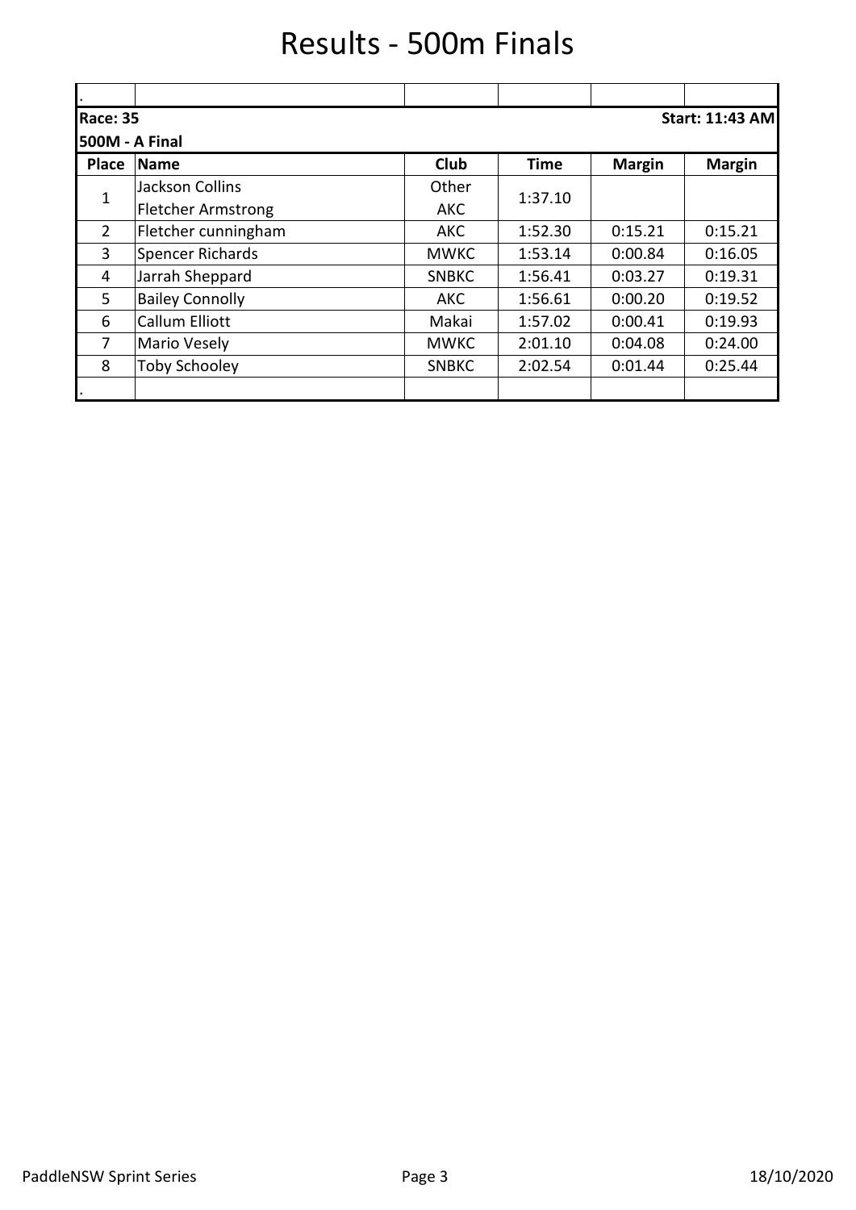# Results - 500m Finals

**Race: 35** **Start: 11:43 AM**

**500M - A Final**

| Place | Name | Club | Time | Margin | Margin |
|---|---|---|---|---|---|
| 1 | Jackson Collins<br>Fletcher Armstrong | Other<br>AKC | 1:37.10 | | |
| 2 | Fletcher cunningham | AKC | 1:52.30 | 0:15.21 | 0:15.21 |
| 3 | Spencer Richards | MWKC | 1:53.14 | 0:00.84 | 0:16.05 |
| 4 | Jarrah Sheppard | SNBKC | 1:56.41 | 0:03.27 | 0:19.31 |
| 5 | Bailey Connolly | AKC | 1:56.61 | 0:00.20 | 0:19.52 |
| 6 | Callum Elliott | Makai | 1:57.02 | 0:00.41 | 0:19.93 |
| 7 | Mario Vesely | MWKC | 2:01.10 | 0:04.08 | 0:24.00 |
| 8 | Toby Schooley | SNBKC | 2:02.54 | 0:01.44 | 0:25.44 |

PaddleNSW Sprint Series 18/10/2020